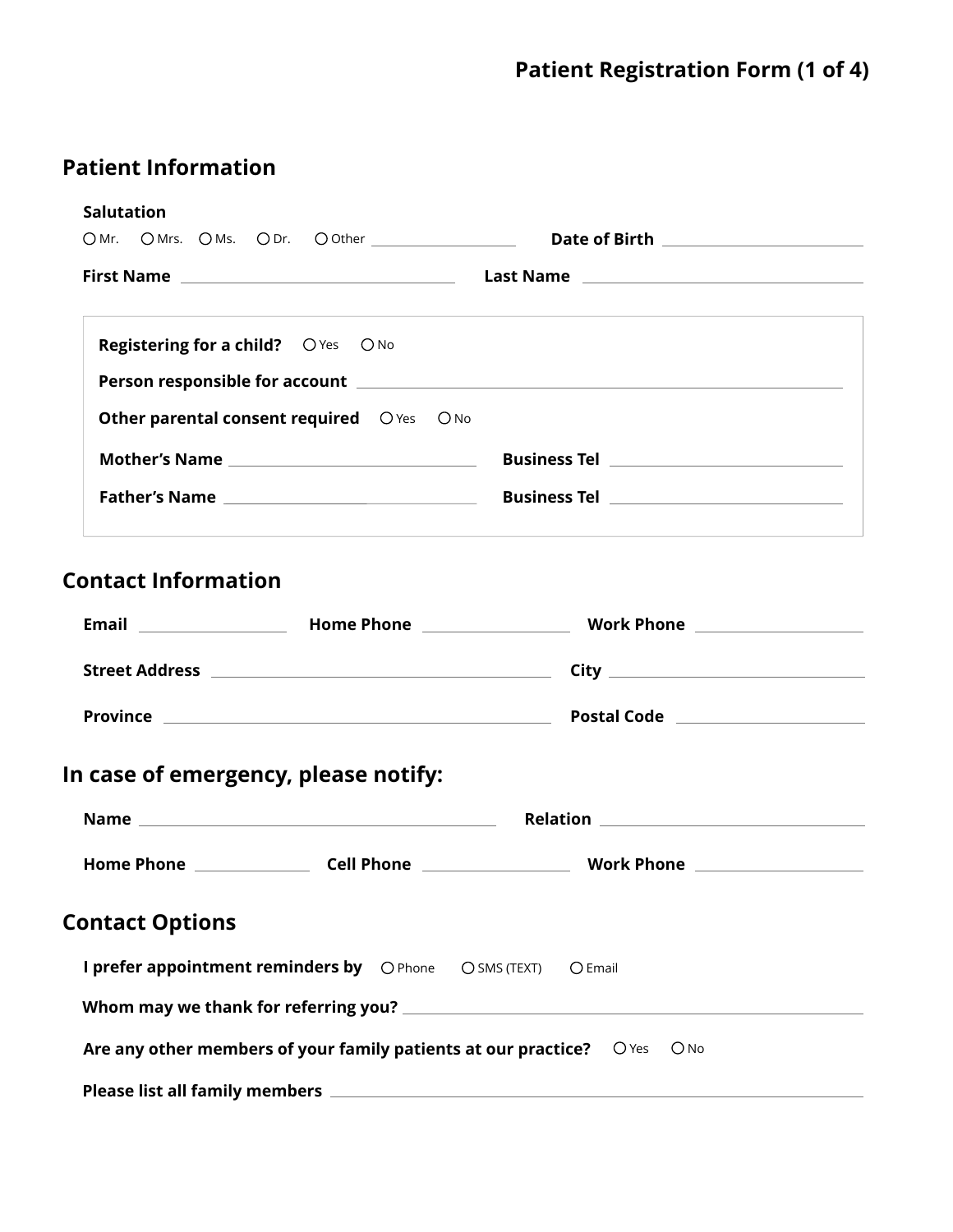# Patient Registration Form (1 of 4)

## Patient Information

**Salutation**

○ Mr. ○ Mrs. ○ Ms. ○ Dr. ○ Other ____________________

**Date of Birth** ____________________

**First Name** ____________________ **Last Name** ____________________

**Registering for a child?** ○ Yes ○ No

**Person responsible for account** ____________________

**Other parental consent required** ○ Yes ○ No

**Mother's Name** ____________________ **Business Tel** ____________________

**Father's Name** ____________________ **Business Tel** ____________________

## Contact Information

**Email** ____________________ **Home Phone** ____________________ **Work Phone** ____________________

**Street Address** ____________________ **City** ____________________

**Province** ____________________ **Postal Code** ____________________

## In case of emergency, please notify:

**Name** ____________________ **Relation** ____________________

**Home Phone** ____________________ **Cell Phone** ____________________ **Work Phone** ____________________

## Contact Options

**I prefer appointment reminders by** ○ Phone ○ SMS (TEXT) ○ Email

**Whom may we thank for referring you?** ____________________

**Are any other members of your family patients at our practice?** ○ Yes ○ No

**Please list all family members** ____________________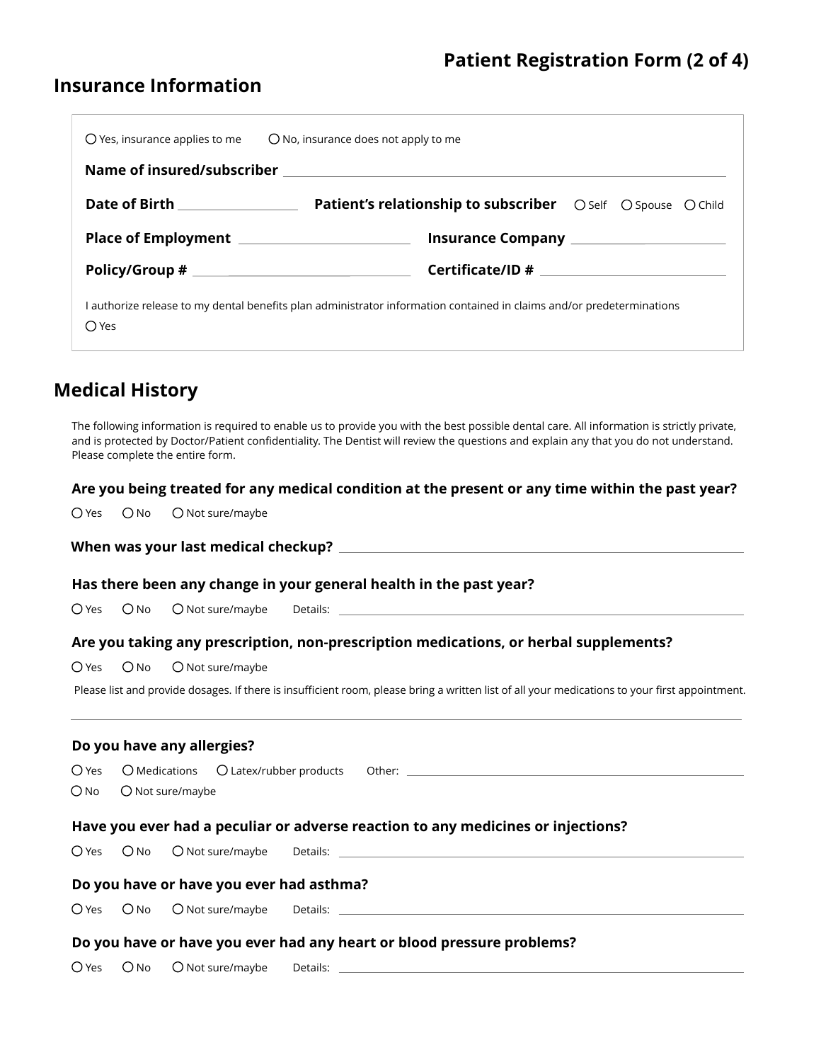## Insurance Information

○ Yes, insurance applies to me ○ No, insurance does not apply to me

**Name of insured/subscriber** ______________________________

**Date of Birth** ______________ **Patient's relationship to subscriber** ○ Self ○ Spouse ○ Child

**Place of Employment** ______________ **Insurance Company** ______________

**Policy/Group #** ______________ **Certificate/ID #** ______________

I authorize release to my dental benefits plan administrator information contained in claims and/or predeterminations

○ Yes

## Medical History

The following information is required to enable us to provide you with the best possible dental care. All information is strictly private, and is protected by Doctor/Patient confidentiality. The Dentist will review the questions and explain any that you do not understand. Please complete the entire form.

**Are you being treated for any medical condition at the present or any time within the past year?**

○ Yes ○ No ○ Not sure/maybe

**When was your last medical checkup?** ______________________________

**Has there been any change in your general health in the past year?**

○ Yes ○ No ○ Not sure/maybe Details: ______________________________

**Are you taking any prescription, non-prescription medications, or herbal supplements?**

○ Yes ○ No ○ Not sure/maybe

Please list and provide dosages. If there is insufficient room, please bring a written list of all your medications to your first appointment.

______________________________

**Do you have any allergies?**

○ Yes ○ Medications ○ Latex/rubber products Other: ______________________________

○ No ○ Not sure/maybe

**Have you ever had a peculiar or adverse reaction to any medicines or injections?**

○ Yes ○ No ○ Not sure/maybe Details: ______________________________

**Do you have or have you ever had asthma?**

○ Yes ○ No ○ Not sure/maybe Details: ______________________________

**Do you have or have you ever had any heart or blood pressure problems?**

○ Yes ○ No ○ Not sure/maybe Details: ______________________________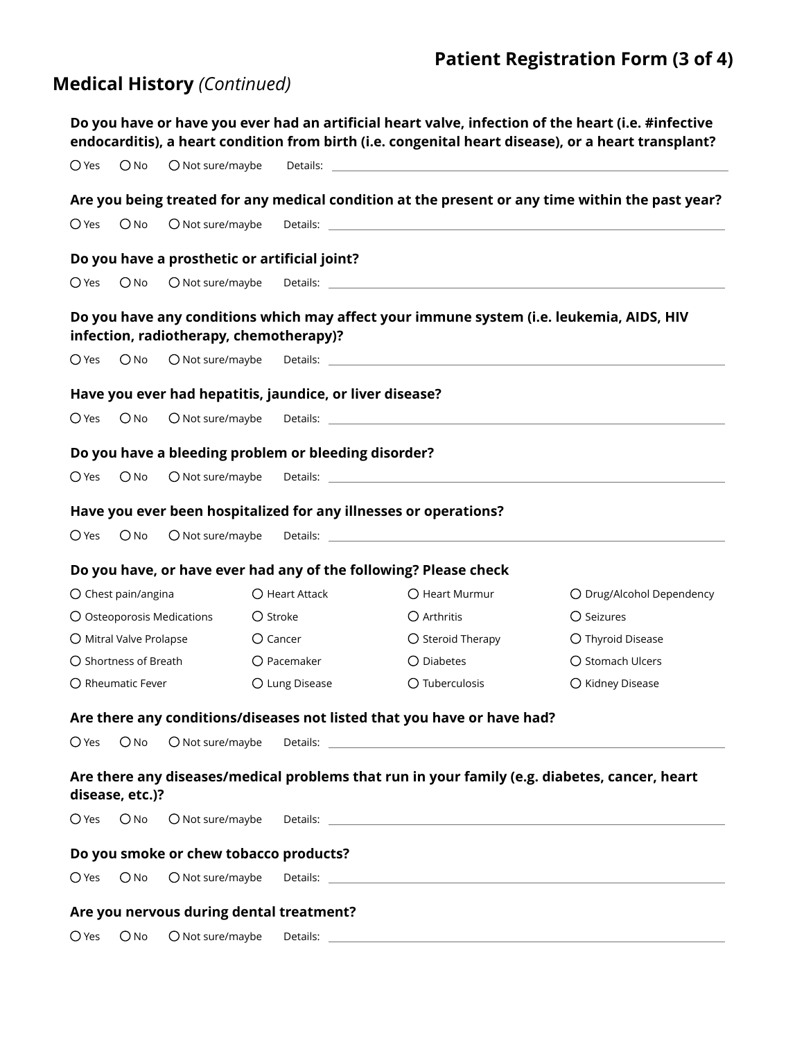# Patient Registration Form (3 of 4)

## Medical History *(Continued)*

**Do you have or have you ever had an artificial heart valve, infection of the heart (i.e. #infective endocarditis), a heart condition from birth (i.e. congenital heart disease), or a heart transplant?**

○ Yes ○ No ○ Not sure/maybe Details: ____________________

**Are you being treated for any medical condition at the present or any time within the past year?**

○ Yes ○ No ○ Not sure/maybe Details: ____________________

**Do you have a prosthetic or artificial joint?**

○ Yes ○ No ○ Not sure/maybe Details: ____________________

**Do you have any conditions which may affect your immune system (i.e. leukemia, AIDS, HIV infection, radiotherapy, chemotherapy)?**

○ Yes ○ No ○ Not sure/maybe Details: ____________________

**Have you ever had hepatitis, jaundice, or liver disease?**

○ Yes ○ No ○ Not sure/maybe Details: ____________________

**Do you have a bleeding problem or bleeding disorder?**

○ Yes ○ No ○ Not sure/maybe Details: ____________________

**Have you ever been hospitalized for any illnesses or operations?**

○ Yes ○ No ○ Not sure/maybe Details: ____________________

**Do you have, or have ever had any of the following? Please check**

| | | | |
|---|---|---|---|
| ○ Chest pain/angina | ○ Heart Attack | ○ Heart Murmur | ○ Drug/Alcohol Dependency |
| ○ Osteoporosis Medications | ○ Stroke | ○ Arthritis | ○ Seizures |
| ○ Mitral Valve Prolapse | ○ Cancer | ○ Steroid Therapy | ○ Thyroid Disease |
| ○ Shortness of Breath | ○ Pacemaker | ○ Diabetes | ○ Stomach Ulcers |
| ○ Rheumatic Fever | ○ Lung Disease | ○ Tuberculosis | ○ Kidney Disease |

**Are there any conditions/diseases not listed that you have or have had?**

○ Yes ○ No ○ Not sure/maybe Details: ____________________

**Are there any diseases/medical problems that run in your family (e.g. diabetes, cancer, heart disease, etc.)?**

○ Yes ○ No ○ Not sure/maybe Details: ____________________

**Do you smoke or chew tobacco products?**

○ Yes ○ No ○ Not sure/maybe Details: ____________________

**Are you nervous during dental treatment?**

○ Yes ○ No ○ Not sure/maybe Details: ____________________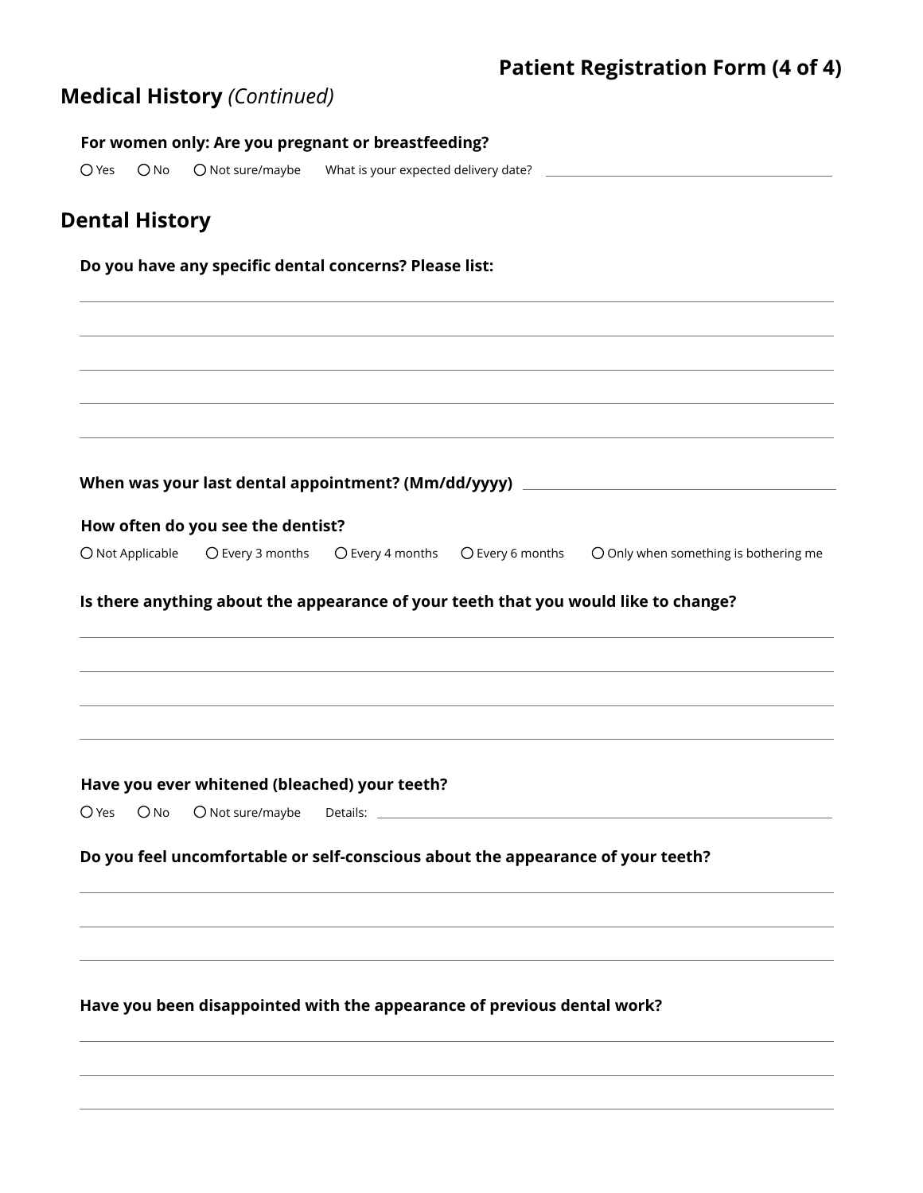## Patient Registration Form (4 of 4)

## Medical History *(Continued)*

**For women only: Are you pregnant or breastfeeding?**

○ Yes ○ No ○ Not sure/maybe What is your expected delivery date? ______________________

## Dental History

**Do you have any specific dental concerns? Please list:**

______________________

______________________

______________________

______________________

______________________

**When was your last dental appointment? (Mm/dd/yyyy)** ______________________

**How often do you see the dentist?**

○ Not Applicable ○ Every 3 months ○ Every 4 months ○ Every 6 months ○ Only when something is bothering me

**Is there anything about the appearance of your teeth that you would like to change?**

______________________

______________________

______________________

______________________

**Have you ever whitened (bleached) your teeth?**

○ Yes ○ No ○ Not sure/maybe Details: ______________________

**Do you feel uncomfortable or self-conscious about the appearance of your teeth?**

______________________

______________________

______________________

**Have you been disappointed with the appearance of previous dental work?**

______________________

______________________

______________________